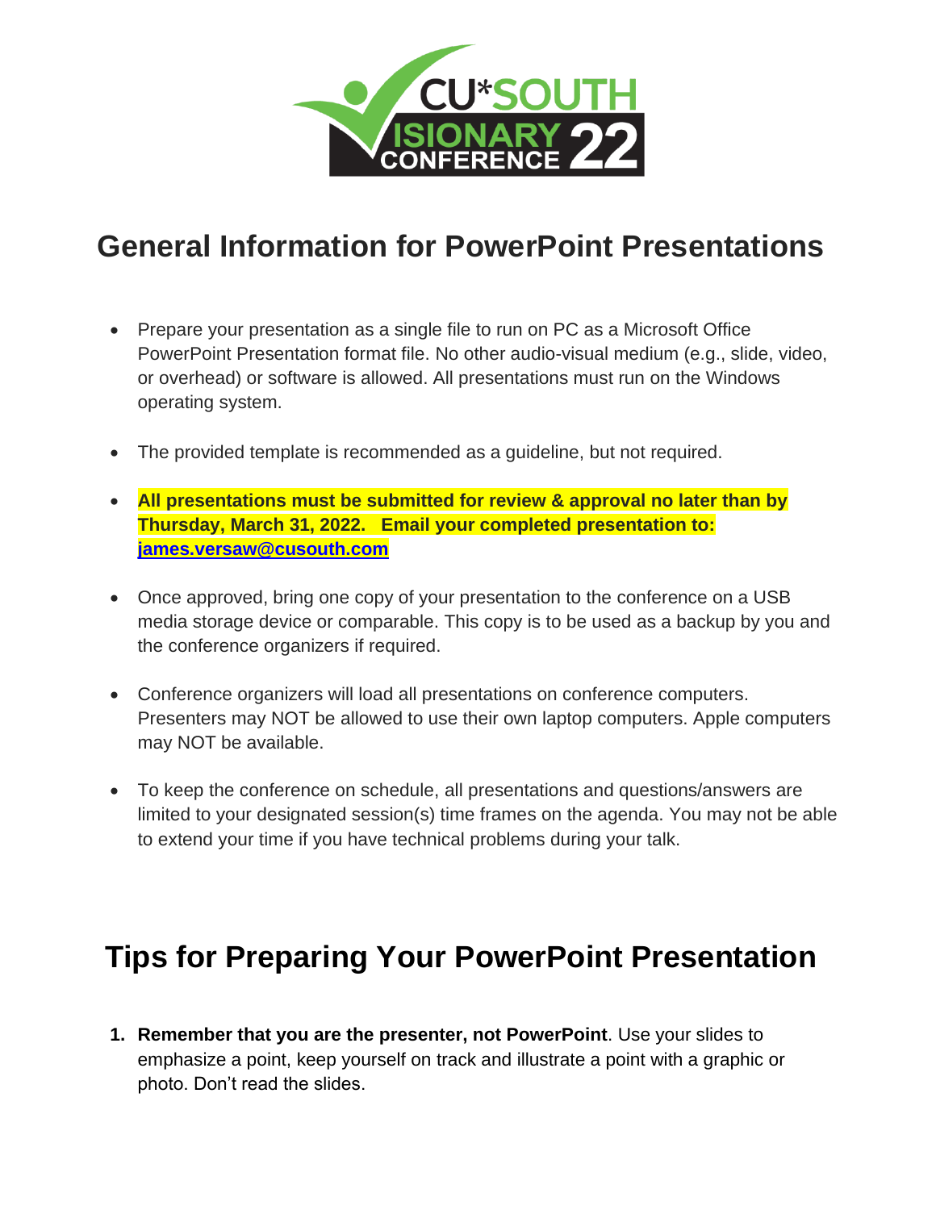# General Information for PowerPoint Presentations

- Prepare your presentation as a single file to run on PC as a Microsoft Office PowerPoint Presentation format file. No other audio-visual medium (e.g., slide, video, or overhead) or software is allowed. All presentations must run on the Windows operating system.

- The provided template is recommended as a guideline, but not required.

- **All presentations must be submitted for review & approval no later than by Thursday, March 31, 2022. Email your completed presentation to: james.versaw@cusouth.com**

- Once approved, bring one copy of your presentation to the conference on a USB media storage device or comparable. This copy is to be used as a backup by you and the conference organizers if required.

- Conference organizers will load all presentations on conference computers. Presenters may NOT be allowed to use their own laptop computers. Apple computers may NOT be available.

- To keep the conference on schedule, all presentations and questions/answers are limited to your designated session(s) time frames on the agenda. You may not be able to extend your time if you have technical problems during your talk.

# Tips for Preparing Your PowerPoint Presentation

1. **Remember that you are the presenter, not PowerPoint**. Use your slides to emphasize a point, keep yourself on track and illustrate a point with a graphic or photo. Don't read the slides.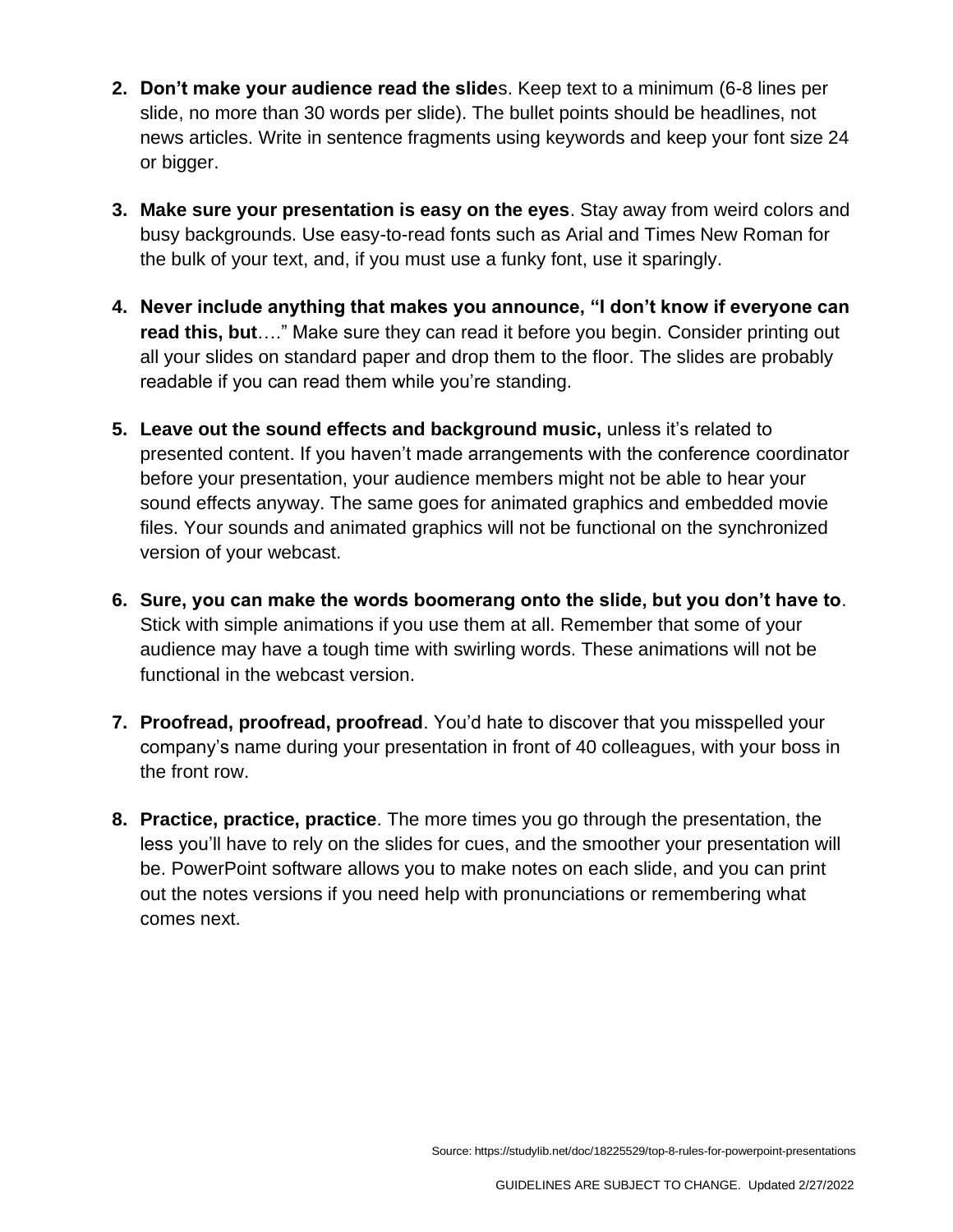2. **Don't make your audience read the slide**s. Keep text to a minimum (6-8 lines per slide, no more than 30 words per slide). The bullet points should be headlines, not news articles. Write in sentence fragments using keywords and keep your font size 24 or bigger.

3. **Make sure your presentation is easy on the eyes**. Stay away from weird colors and busy backgrounds. Use easy-to-read fonts such as Arial and Times New Roman for the bulk of your text, and, if you must use a funky font, use it sparingly.

4. **Never include anything that makes you announce, "I don't know if everyone can read this, but**…." Make sure they can read it before you begin. Consider printing out all your slides on standard paper and drop them to the floor. The slides are probably readable if you can read them while you're standing.

5. **Leave out the sound effects and background music,** unless it's related to presented content. If you haven't made arrangements with the conference coordinator before your presentation, your audience members might not be able to hear your sound effects anyway. The same goes for animated graphics and embedded movie files. Your sounds and animated graphics will not be functional on the synchronized version of your webcast.

6. **Sure, you can make the words boomerang onto the slide, but you don't have to**. Stick with simple animations if you use them at all. Remember that some of your audience may have a tough time with swirling words. These animations will not be functional in the webcast version.

7. **Proofread, proofread, proofread**. You'd hate to discover that you misspelled your company's name during your presentation in front of 40 colleagues, with your boss in the front row.

8. **Practice, practice, practice**. The more times you go through the presentation, the less you'll have to rely on the slides for cues, and the smoother your presentation will be. PowerPoint software allows you to make notes on each slide, and you can print out the notes versions if you need help with pronunciations or remembering what comes next.

Source: https://studylib.net/doc/18225529/top-8-rules-for-powerpoint-presentations

GUIDELINES ARE SUBJECT TO CHANGE. Updated 2/27/2022